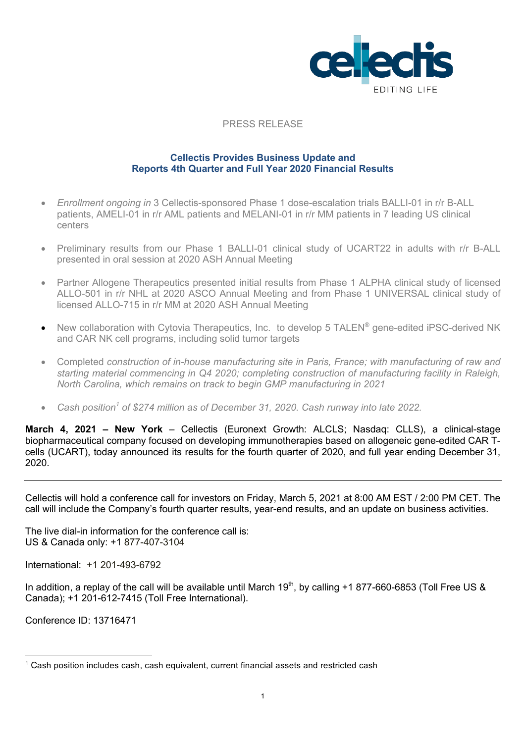PRESS RELEASE

## Cellectis Provides Business Update and Reports 4th Quarter and Full Year 2020 Financial Results

- *Enrollment ongoing in* 3 Cellectis-sponsored Phase 1 dose-escalation trials BALLI-01 in r/r B-ALL patients, AMELI-01 in r/r AML patients and MELANI-01 in r/r MM patients in 7 leading US clinical centers
- Preliminary results from our Phase 1 BALLI-01 clinical study of UCART22 in adults with r/r B-ALL presented in oral session at 2020 ASH Annual Meeting
- Partner Allogene Therapeutics presented initial results from Phase 1 ALPHA clinical study of licensed ALLO-501 in r/r NHL at 2020 ASCO Annual Meeting and from Phase 1 UNIVERSAL clinical study of licensed ALLO-715 in r/r MM at 2020 ASH Annual Meeting
- New collaboration with Cytovia Therapeutics, Inc. to develop 5 TALEN® gene-edited iPSC-derived NK and CAR NK cell programs, including solid tumor targets
- Completed *construction of in-house manufacturing site in Paris, France; with manufacturing of raw and starting material commencing in Q4 2020; completing construction of manufacturing facility in Raleigh, North Carolina, which remains on track to begin GMP manufacturing in 2021*
- *Cash position[1] of $274 million as of December 31, 2020. Cash runway into late 2022.*

**March 4, 2021 – New York** – Cellectis (Euronext Growth: ALCLS; Nasdaq: CLLS), a clinical-stage biopharmaceutical company focused on developing immunotherapies based on allogeneic gene-edited CAR T-cells (UCART), today announced its results for the fourth quarter of 2020, and full year ending December 31, 2020.

---

Cellectis will hold a conference call for investors on Friday, March 5, 2021 at 8:00 AM EST / 2:00 PM CET. The call will include the Company's fourth quarter results, year-end results, and an update on business activities.

The live dial-in information for the conference call is:
US & Canada only: +1 877-407-3104

International: +1 201-493-6792

In addition, a replay of the call will be available until March 19th, by calling +1 877-660-6853 (Toll Free US & Canada); +1 201-612-7415 (Toll Free International).

Conference ID: 13716471

[1] Cash position includes cash, cash equivalent, current financial assets and restricted cash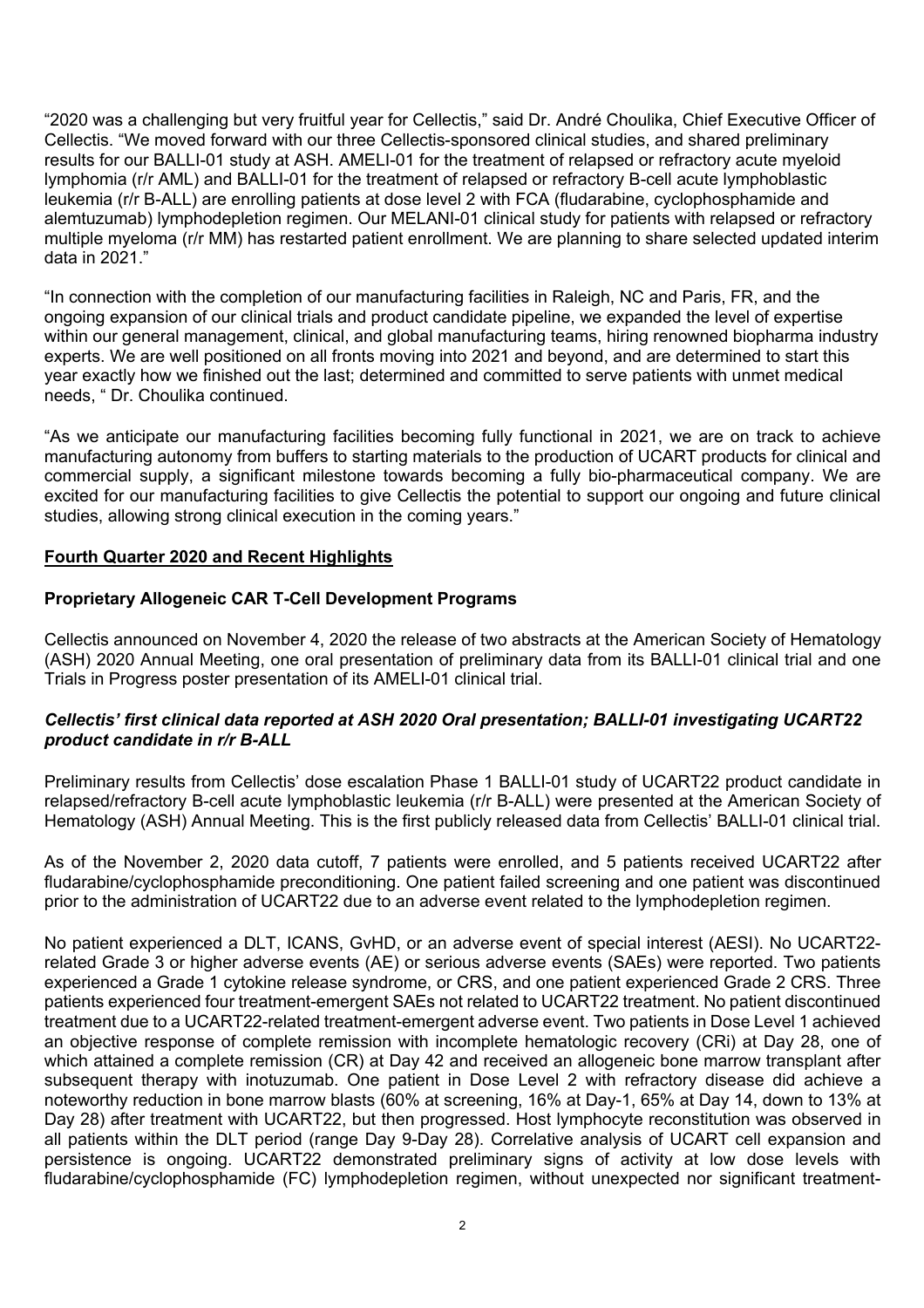"2020 was a challenging but very fruitful year for Cellectis," said Dr. André Choulika, Chief Executive Officer of Cellectis. "We moved forward with our three Cellectis-sponsored clinical studies, and shared preliminary results for our BALLI-01 study at ASH. AMELI-01 for the treatment of relapsed or refractory acute myeloid lymphomia (r/r AML) and BALLI-01 for the treatment of relapsed or refractory B-cell acute lymphoblastic leukemia (r/r B-ALL) are enrolling patients at dose level 2 with FCA (fludarabine, cyclophosphamide and alemtuzumab) lymphodepletion regimen. Our MELANI-01 clinical study for patients with relapsed or refractory multiple myeloma (r/r MM) has restarted patient enrollment. We are planning to share selected updated interim data in 2021."

"In connection with the completion of our manufacturing facilities in Raleigh, NC and Paris, FR, and the ongoing expansion of our clinical trials and product candidate pipeline, we expanded the level of expertise within our general management, clinical, and global manufacturing teams, hiring renowned biopharma industry experts. We are well positioned on all fronts moving into 2021 and beyond, and are determined to start this year exactly how we finished out the last; determined and committed to serve patients with unmet medical needs, " Dr. Choulika continued.

"As we anticipate our manufacturing facilities becoming fully functional in 2021, we are on track to achieve manufacturing autonomy from buffers to starting materials to the production of UCART products for clinical and commercial supply, a significant milestone towards becoming a fully bio-pharmaceutical company. We are excited for our manufacturing facilities to give Cellectis the potential to support our ongoing and future clinical studies, allowing strong clinical execution in the coming years."

## **Fourth Quarter 2020 and Recent Highlights**

### **Proprietary Allogeneic CAR T-Cell Development Programs**

Cellectis announced on November 4, 2020 the release of two abstracts at the American Society of Hematology (ASH) 2020 Annual Meeting, one oral presentation of preliminary data from its BALLI-01 clinical trial and one Trials in Progress poster presentation of its AMELI-01 clinical trial.

#### ***Cellectis' first clinical data reported at ASH 2020 Oral presentation; BALLI-01 investigating UCART22 product candidate in r/r B-ALL***

Preliminary results from Cellectis' dose escalation Phase 1 BALLI-01 study of UCART22 product candidate in relapsed/refractory B-cell acute lymphoblastic leukemia (r/r B-ALL) were presented at the American Society of Hematology (ASH) Annual Meeting. This is the first publicly released data from Cellectis' BALLI-01 clinical trial.

As of the November 2, 2020 data cutoff, 7 patients were enrolled, and 5 patients received UCART22 after fludarabine/cyclophosphamide preconditioning. One patient failed screening and one patient was discontinued prior to the administration of UCART22 due to an adverse event related to the lymphodepletion regimen.

No patient experienced a DLT, ICANS, GvHD, or an adverse event of special interest (AESI). No UCART22-related Grade 3 or higher adverse events (AE) or serious adverse events (SAEs) were reported. Two patients experienced a Grade 1 cytokine release syndrome, or CRS, and one patient experienced Grade 2 CRS. Three patients experienced four treatment-emergent SAEs not related to UCART22 treatment. No patient discontinued treatment due to a UCART22-related treatment-emergent adverse event. Two patients in Dose Level 1 achieved an objective response of complete remission with incomplete hematologic recovery (CRi) at Day 28, one of which attained a complete remission (CR) at Day 42 and received an allogeneic bone marrow transplant after subsequent therapy with inotuzumab. One patient in Dose Level 2 with refractory disease did achieve a noteworthy reduction in bone marrow blasts (60% at screening, 16% at Day-1, 65% at Day 14, down to 13% at Day 28) after treatment with UCART22, but then progressed. Host lymphocyte reconstitution was observed in all patients within the DLT period (range Day 9-Day 28). Correlative analysis of UCART cell expansion and persistence is ongoing. UCART22 demonstrated preliminary signs of activity at low dose levels with fludarabine/cyclophosphamide (FC) lymphodepletion regimen, without unexpected nor significant treatment-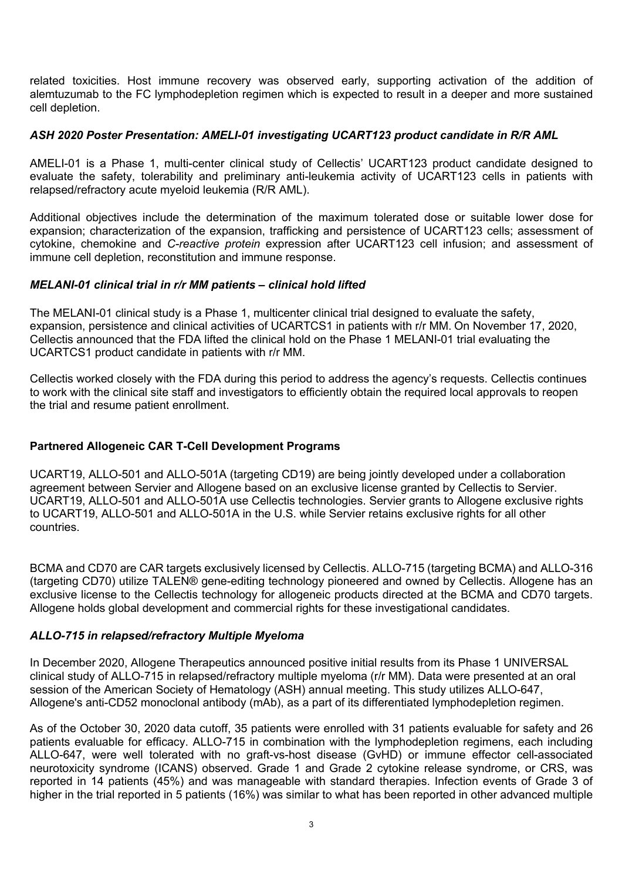related toxicities. Host immune recovery was observed early, supporting activation of the addition of alemtuzumab to the FC lymphodepletion regimen which is expected to result in a deeper and more sustained cell depletion.

### *ASH 2020 Poster Presentation: AMELI-01 investigating UCART123 product candidate in R/R AML*

AMELI-01 is a Phase 1, multi-center clinical study of Cellectis' UCART123 product candidate designed to evaluate the safety, tolerability and preliminary anti-leukemia activity of UCART123 cells in patients with relapsed/refractory acute myeloid leukemia (R/R AML).

Additional objectives include the determination of the maximum tolerated dose or suitable lower dose for expansion; characterization of the expansion, trafficking and persistence of UCART123 cells; assessment of cytokine, chemokine and *C-reactive protein* expression after UCART123 cell infusion; and assessment of immune cell depletion, reconstitution and immune response.

### *MELANI-01 clinical trial in r/r MM patients – clinical hold lifted*

The MELANI-01 clinical study is a Phase 1, multicenter clinical trial designed to evaluate the safety, expansion, persistence and clinical activities of UCARTCS1 in patients with r/r MM. On November 17, 2020, Cellectis announced that the FDA lifted the clinical hold on the Phase 1 MELANI-01 trial evaluating the UCARTCS1 product candidate in patients with r/r MM.

Cellectis worked closely with the FDA during this period to address the agency's requests. Cellectis continues to work with the clinical site staff and investigators to efficiently obtain the required local approvals to reopen the trial and resume patient enrollment.

## **Partnered Allogeneic CAR T-Cell Development Programs**

UCART19, ALLO-501 and ALLO-501A (targeting CD19) are being jointly developed under a collaboration agreement between Servier and Allogene based on an exclusive license granted by Cellectis to Servier. UCART19, ALLO-501 and ALLO-501A use Cellectis technologies. Servier grants to Allogene exclusive rights to UCART19, ALLO-501 and ALLO-501A in the U.S. while Servier retains exclusive rights for all other countries.

BCMA and CD70 are CAR targets exclusively licensed by Cellectis. ALLO-715 (targeting BCMA) and ALLO-316 (targeting CD70) utilize TALEN® gene-editing technology pioneered and owned by Cellectis. Allogene has an exclusive license to the Cellectis technology for allogeneic products directed at the BCMA and CD70 targets. Allogene holds global development and commercial rights for these investigational candidates.

### *ALLO-715 in relapsed/refractory Multiple Myeloma*

In December 2020, Allogene Therapeutics announced positive initial results from its Phase 1 UNIVERSAL clinical study of ALLO-715 in relapsed/refractory multiple myeloma (r/r MM). Data were presented at an oral session of the American Society of Hematology (ASH) annual meeting. This study utilizes ALLO-647, Allogene's anti-CD52 monoclonal antibody (mAb), as a part of its differentiated lymphodepletion regimen.

As of the October 30, 2020 data cutoff, 35 patients were enrolled with 31 patients evaluable for safety and 26 patients evaluable for efficacy. ALLO-715 in combination with the lymphodepletion regimens, each including ALLO-647, were well tolerated with no graft-vs-host disease (GvHD) or immune effector cell-associated neurotoxicity syndrome (ICANS) observed. Grade 1 and Grade 2 cytokine release syndrome, or CRS, was reported in 14 patients (45%) and was manageable with standard therapies. Infection events of Grade 3 of higher in the trial reported in 5 patients (16%) was similar to what has been reported in other advanced multiple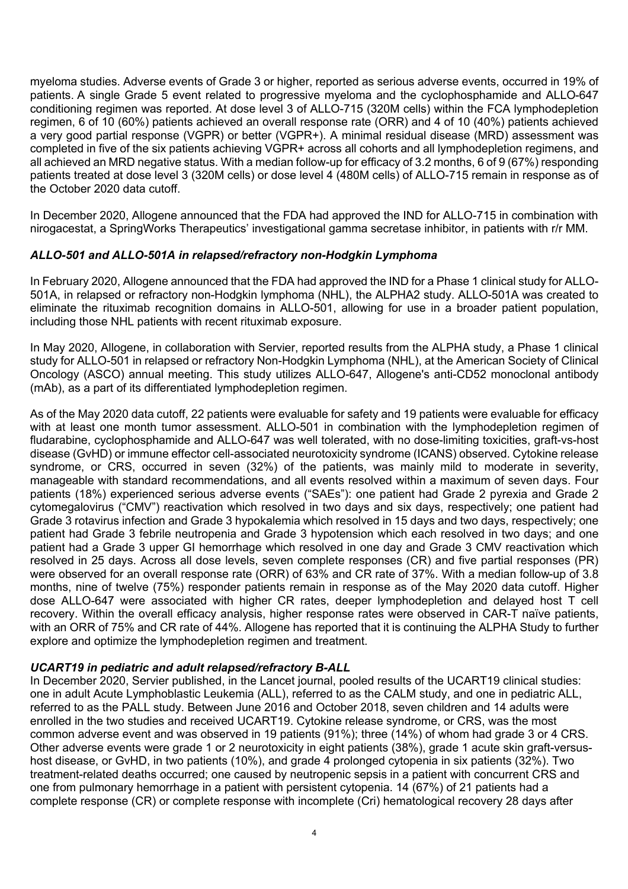myeloma studies. Adverse events of Grade 3 or higher, reported as serious adverse events, occurred in 19% of patients. A single Grade 5 event related to progressive myeloma and the cyclophosphamide and ALLO-647 conditioning regimen was reported. At dose level 3 of ALLO-715 (320M cells) within the FCA lymphodepletion regimen, 6 of 10 (60%) patients achieved an overall response rate (ORR) and 4 of 10 (40%) patients achieved a very good partial response (VGPR) or better (VGPR+). A minimal residual disease (MRD) assessment was completed in five of the six patients achieving VGPR+ across all cohorts and all lymphodepletion regimens, and all achieved an MRD negative status. With a median follow-up for efficacy of 3.2 months, 6 of 9 (67%) responding patients treated at dose level 3 (320M cells) or dose level 4 (480M cells) of ALLO-715 remain in response as of the October 2020 data cutoff.

In December 2020, Allogene announced that the FDA had approved the IND for ALLO-715 in combination with nirogacestat, a SpringWorks Therapeutics' investigational gamma secretase inhibitor, in patients with r/r MM.

### *ALLO-501 and ALLO-501A in relapsed/refractory non-Hodgkin Lymphoma*

In February 2020, Allogene announced that the FDA had approved the IND for a Phase 1 clinical study for ALLO-501A, in relapsed or refractory non-Hodgkin lymphoma (NHL), the ALPHA2 study. ALLO-501A was created to eliminate the rituximab recognition domains in ALLO-501, allowing for use in a broader patient population, including those NHL patients with recent rituximab exposure.

In May 2020, Allogene, in collaboration with Servier, reported results from the ALPHA study, a Phase 1 clinical study for ALLO-501 in relapsed or refractory Non-Hodgkin Lymphoma (NHL), at the American Society of Clinical Oncology (ASCO) annual meeting. This study utilizes ALLO-647, Allogene's anti-CD52 monoclonal antibody (mAb), as a part of its differentiated lymphodepletion regimen.

As of the May 2020 data cutoff, 22 patients were evaluable for safety and 19 patients were evaluable for efficacy with at least one month tumor assessment. ALLO-501 in combination with the lymphodepletion regimen of fludarabine, cyclophosphamide and ALLO-647 was well tolerated, with no dose-limiting toxicities, graft-vs-host disease (GvHD) or immune effector cell-associated neurotoxicity syndrome (ICANS) observed. Cytokine release syndrome, or CRS, occurred in seven (32%) of the patients, was mainly mild to moderate in severity, manageable with standard recommendations, and all events resolved within a maximum of seven days. Four patients (18%) experienced serious adverse events ("SAEs"): one patient had Grade 2 pyrexia and Grade 2 cytomegalovirus ("CMV") reactivation which resolved in two days and six days, respectively; one patient had Grade 3 rotavirus infection and Grade 3 hypokalemia which resolved in 15 days and two days, respectively; one patient had Grade 3 febrile neutropenia and Grade 3 hypotension which each resolved in two days; and one patient had a Grade 3 upper GI hemorrhage which resolved in one day and Grade 3 CMV reactivation which resolved in 25 days. Across all dose levels, seven complete responses (CR) and five partial responses (PR) were observed for an overall response rate (ORR) of 63% and CR rate of 37%. With a median follow-up of 3.8 months, nine of twelve (75%) responder patients remain in response as of the May 2020 data cutoff. Higher dose ALLO-647 were associated with higher CR rates, deeper lymphodepletion and delayed host T cell recovery. Within the overall efficacy analysis, higher response rates were observed in CAR-T naïve patients, with an ORR of 75% and CR rate of 44%. Allogene has reported that it is continuing the ALPHA Study to further explore and optimize the lymphodepletion regimen and treatment.

### *UCART19 in pediatric and adult relapsed/refractory B-ALL*

In December 2020, Servier published, in the Lancet journal, pooled results of the UCART19 clinical studies: one in adult Acute Lymphoblastic Leukemia (ALL), referred to as the CALM study, and one in pediatric ALL, referred to as the PALL study. Between June 2016 and October 2018, seven children and 14 adults were enrolled in the two studies and received UCART19. Cytokine release syndrome, or CRS, was the most common adverse event and was observed in 19 patients (91%); three (14%) of whom had grade 3 or 4 CRS. Other adverse events were grade 1 or 2 neurotoxicity in eight patients (38%), grade 1 acute skin graft-versus-host disease, or GvHD, in two patients (10%), and grade 4 prolonged cytopenia in six patients (32%). Two treatment-related deaths occurred; one caused by neutropenic sepsis in a patient with concurrent CRS and one from pulmonary hemorrhage in a patient with persistent cytopenia. 14 (67%) of 21 patients had a complete response (CR) or complete response with incomplete (Cri) hematological recovery 28 days after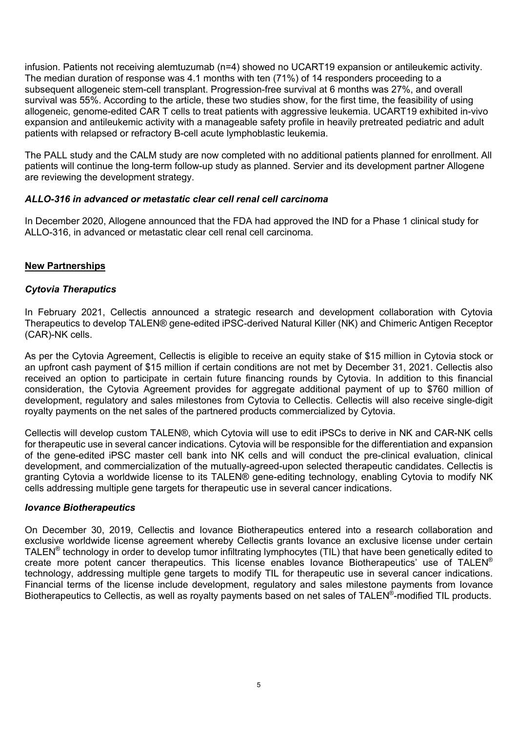infusion. Patients not receiving alemtuzumab (n=4) showed no UCART19 expansion or antileukemic activity. The median duration of response was 4.1 months with ten (71%) of 14 responders proceeding to a subsequent allogeneic stem-cell transplant. Progression-free survival at 6 months was 27%, and overall survival was 55%. According to the article, these two studies show, for the first time, the feasibility of using allogeneic, genome-edited CAR T cells to treat patients with aggressive leukemia. UCART19 exhibited in-vivo expansion and antileukemic activity with a manageable safety profile in heavily pretreated pediatric and adult patients with relapsed or refractory B-cell acute lymphoblastic leukemia.

The PALL study and the CALM study are now completed with no additional patients planned for enrollment. All patients will continue the long-term follow-up study as planned. Servier and its development partner Allogene are reviewing the development strategy.

***ALLO-316 in advanced or metastatic clear cell renal cell carcinoma***

In December 2020, Allogene announced that the FDA had approved the IND for a Phase 1 clinical study for ALLO-316, in advanced or metastatic clear cell renal cell carcinoma.

**<u>New Partnerships</u>**

***Cytovia Theraputics***

In February 2021, Cellectis announced a strategic research and development collaboration with Cytovia Therapeutics to develop TALEN® gene-edited iPSC-derived Natural Killer (NK) and Chimeric Antigen Receptor (CAR)-NK cells.

As per the Cytovia Agreement, Cellectis is eligible to receive an equity stake of $15 million in Cytovia stock or an upfront cash payment of $15 million if certain conditions are not met by December 31, 2021. Cellectis also received an option to participate in certain future financing rounds by Cytovia. In addition to this financial consideration, the Cytovia Agreement provides for aggregate additional payment of up to $760 million of development, regulatory and sales milestones from Cytovia to Cellectis. Cellectis will also receive single-digit royalty payments on the net sales of the partnered products commercialized by Cytovia.

Cellectis will develop custom TALEN®, which Cytovia will use to edit iPSCs to derive in NK and CAR-NK cells for therapeutic use in several cancer indications. Cytovia will be responsible for the differentiation and expansion of the gene-edited iPSC master cell bank into NK cells and will conduct the pre-clinical evaluation, clinical development, and commercialization of the mutually-agreed-upon selected therapeutic candidates. Cellectis is granting Cytovia a worldwide license to its TALEN® gene-editing technology, enabling Cytovia to modify NK cells addressing multiple gene targets for therapeutic use in several cancer indications.

***Iovance Biotherapeutics***

On December 30, 2019, Cellectis and Iovance Biotherapeutics entered into a research collaboration and exclusive worldwide license agreement whereby Cellectis grants Iovance an exclusive license under certain TALEN® technology in order to develop tumor infiltrating lymphocytes (TIL) that have been genetically edited to create more potent cancer therapeutics. This license enables Iovance Biotherapeutics' use of TALEN® technology, addressing multiple gene targets to modify TIL for therapeutic use in several cancer indications. Financial terms of the license include development, regulatory and sales milestone payments from Iovance Biotherapeutics to Cellectis, as well as royalty payments based on net sales of TALEN®-modified TIL products.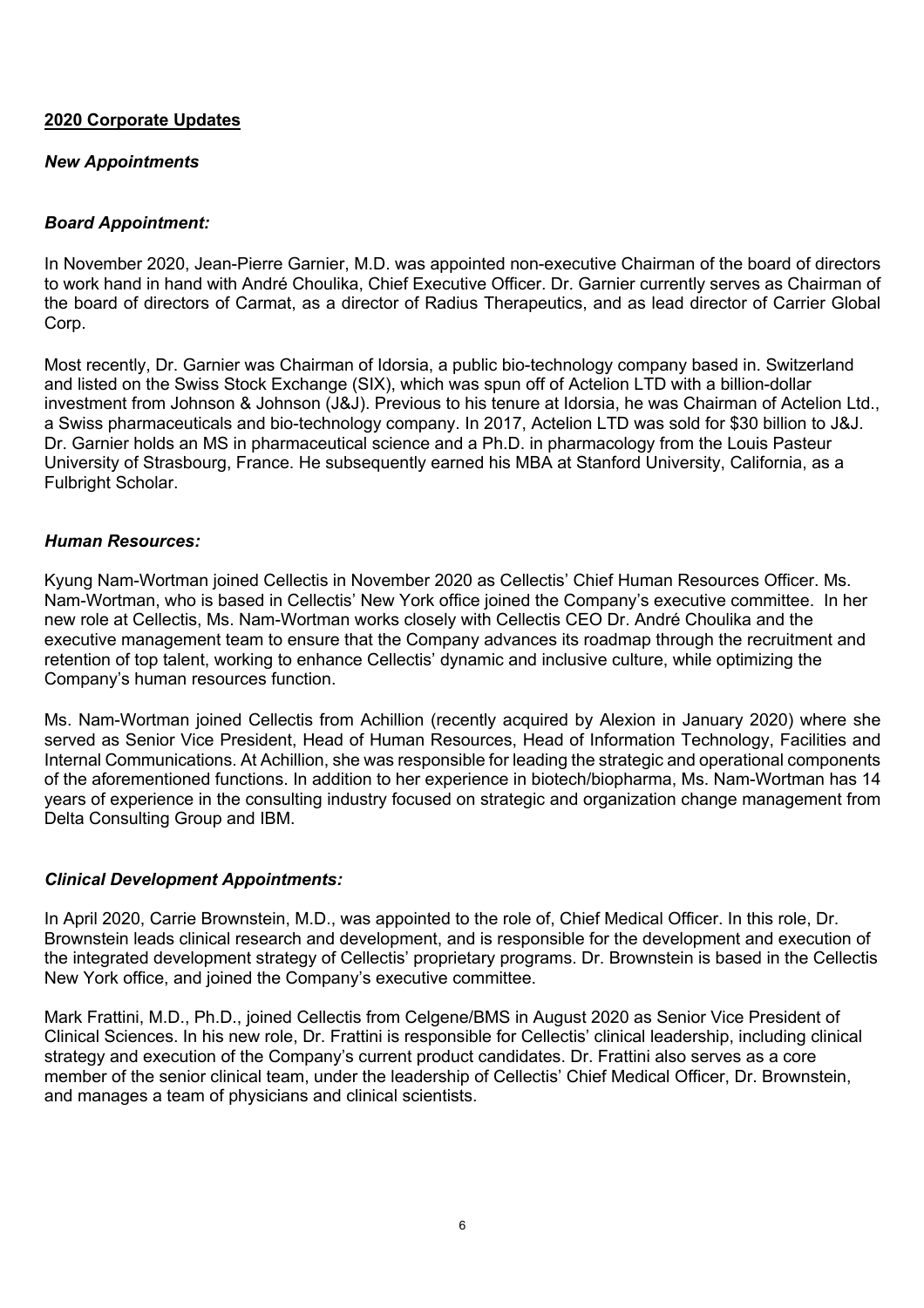**2020 Corporate Updates**

***New Appointments***

***Board Appointment:***

In November 2020, Jean-Pierre Garnier, M.D. was appointed non-executive Chairman of the board of directors to work hand in hand with André Choulika, Chief Executive Officer. Dr. Garnier currently serves as Chairman of the board of directors of Carmat, as a director of Radius Therapeutics, and as lead director of Carrier Global Corp.

Most recently, Dr. Garnier was Chairman of Idorsia, a public bio-technology company based in. Switzerland and listed on the Swiss Stock Exchange (SIX), which was spun off of Actelion LTD with a billion-dollar investment from Johnson & Johnson (J&J). Previous to his tenure at Idorsia, he was Chairman of Actelion Ltd., a Swiss pharmaceuticals and bio-technology company. In 2017, Actelion LTD was sold for $30 billion to J&J. Dr. Garnier holds an MS in pharmaceutical science and a Ph.D. in pharmacology from the Louis Pasteur University of Strasbourg, France. He subsequently earned his MBA at Stanford University, California, as a Fulbright Scholar.

***Human Resources:***

Kyung Nam-Wortman joined Cellectis in November 2020 as Cellectis' Chief Human Resources Officer. Ms. Nam-Wortman, who is based in Cellectis' New York office joined the Company's executive committee. In her new role at Cellectis, Ms. Nam-Wortman works closely with Cellectis CEO Dr. André Choulika and the executive management team to ensure that the Company advances its roadmap through the recruitment and retention of top talent, working to enhance Cellectis' dynamic and inclusive culture, while optimizing the Company's human resources function.

Ms. Nam-Wortman joined Cellectis from Achillion (recently acquired by Alexion in January 2020) where she served as Senior Vice President, Head of Human Resources, Head of Information Technology, Facilities and Internal Communications. At Achillion, she was responsible for leading the strategic and operational components of the aforementioned functions. In addition to her experience in biotech/biopharma, Ms. Nam-Wortman has 14 years of experience in the consulting industry focused on strategic and organization change management from Delta Consulting Group and IBM.

***Clinical Development Appointments:***

In April 2020, Carrie Brownstein, M.D., was appointed to the role of, Chief Medical Officer. In this role, Dr. Brownstein leads clinical research and development, and is responsible for the development and execution of the integrated development strategy of Cellectis' proprietary programs. Dr. Brownstein is based in the Cellectis New York office, and joined the Company's executive committee.

Mark Frattini, M.D., Ph.D., joined Cellectis from Celgene/BMS in August 2020 as Senior Vice President of Clinical Sciences. In his new role, Dr. Frattini is responsible for Cellectis' clinical leadership, including clinical strategy and execution of the Company's current product candidates. Dr. Frattini also serves as a core member of the senior clinical team, under the leadership of Cellectis' Chief Medical Officer, Dr. Brownstein, and manages a team of physicians and clinical scientists.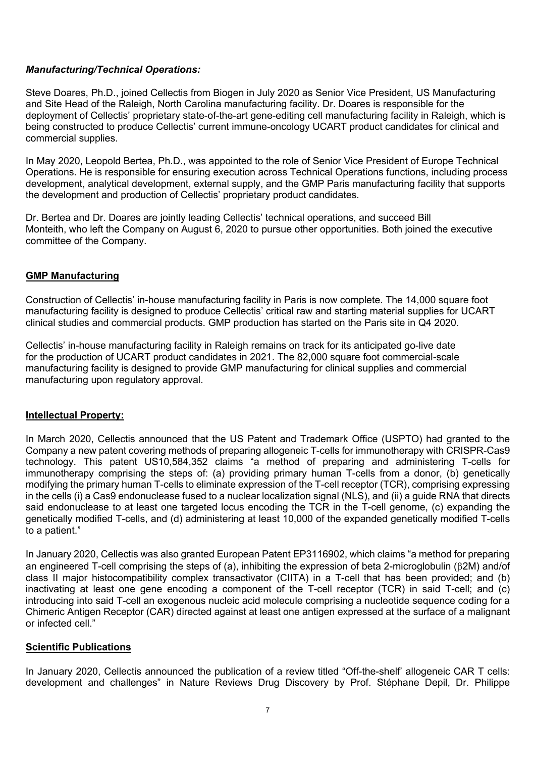***Manufacturing/Technical Operations:***

Steve Doares, Ph.D., joined Cellectis from Biogen in July 2020 as Senior Vice President, US Manufacturing and Site Head of the Raleigh, North Carolina manufacturing facility. Dr. Doares is responsible for the deployment of Cellectis' proprietary state-of-the-art gene-editing cell manufacturing facility in Raleigh, which is being constructed to produce Cellectis' current immune-oncology UCART product candidates for clinical and commercial supplies.

In May 2020, Leopold Bertea, Ph.D., was appointed to the role of Senior Vice President of Europe Technical Operations. He is responsible for ensuring execution across Technical Operations functions, including process development, analytical development, external supply, and the GMP Paris manufacturing facility that supports the development and production of Cellectis' proprietary product candidates.

Dr. Bertea and Dr. Doares are jointly leading Cellectis' technical operations, and succeed Bill Monteith, who left the Company on August 6, 2020 to pursue other opportunities. Both joined the executive committee of the Company.

**GMP Manufacturing**

Construction of Cellectis' in-house manufacturing facility in Paris is now complete. The 14,000 square foot manufacturing facility is designed to produce Cellectis' critical raw and starting material supplies for UCART clinical studies and commercial products. GMP production has started on the Paris site in Q4 2020.

Cellectis' in-house manufacturing facility in Raleigh remains on track for its anticipated go-live date for the production of UCART product candidates in 2021. The 82,000 square foot commercial-scale manufacturing facility is designed to provide GMP manufacturing for clinical supplies and commercial manufacturing upon regulatory approval.

**Intellectual Property:**

In March 2020, Cellectis announced that the US Patent and Trademark Office (USPTO) had granted to the Company a new patent covering methods of preparing allogeneic T-cells for immunotherapy with CRISPR-Cas9 technology. This patent US10,584,352 claims "a method of preparing and administering T-cells for immunotherapy comprising the steps of: (a) providing primary human T-cells from a donor, (b) genetically modifying the primary human T-cells to eliminate expression of the T-cell receptor (TCR), comprising expressing in the cells (i) a Cas9 endonuclease fused to a nuclear localization signal (NLS), and (ii) a guide RNA that directs said endonuclease to at least one targeted locus encoding the TCR in the T-cell genome, (c) expanding the genetically modified T-cells, and (d) administering at least 10,000 of the expanded genetically modified T-cells to a patient."

In January 2020, Cellectis was also granted European Patent EP3116902, which claims "a method for preparing an engineered T-cell comprising the steps of (a), inhibiting the expression of beta 2-microglobulin (β2M) and/of class II major histocompatibility complex transactivator (CIITA) in a T-cell that has been provided; and (b) inactivating at least one gene encoding a component of the T-cell receptor (TCR) in said T-cell; and (c) introducing into said T-cell an exogenous nucleic acid molecule comprising a nucleotide sequence coding for a Chimeric Antigen Receptor (CAR) directed against at least one antigen expressed at the surface of a malignant or infected cell."

**Scientific Publications**

In January 2020, Cellectis announced the publication of a review titled "Off-the-shelf' allogeneic CAR T cells: development and challenges" in Nature Reviews Drug Discovery by Prof. Stéphane Depil, Dr. Philippe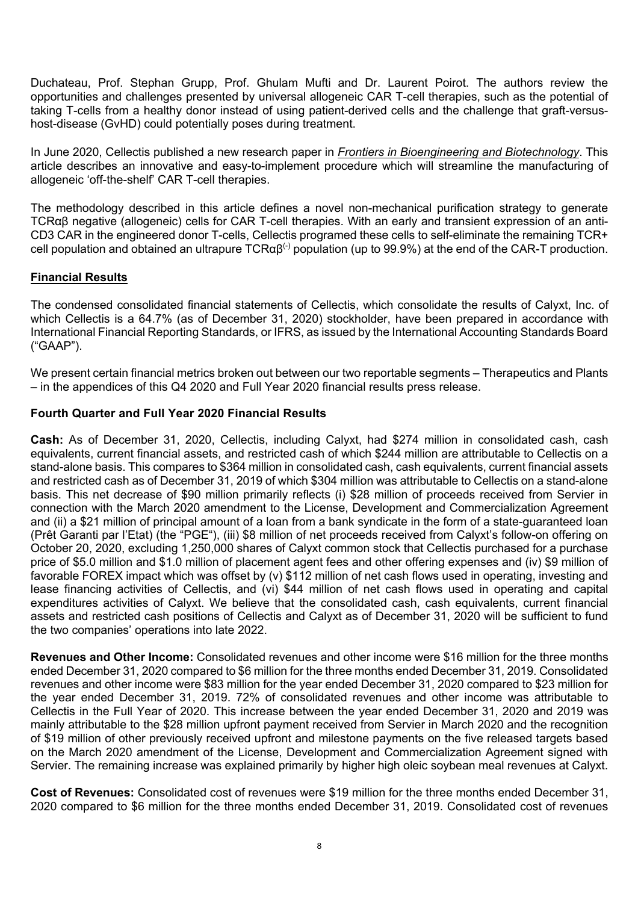Duchateau, Prof. Stephan Grupp, Prof. Ghulam Mufti and Dr. Laurent Poirot. The authors review the opportunities and challenges presented by universal allogeneic CAR T-cell therapies, such as the potential of taking T-cells from a healthy donor instead of using patient-derived cells and the challenge that graft-versus-host-disease (GvHD) could potentially poses during treatment.

In June 2020, Cellectis published a new research paper in *Frontiers in Bioengineering and Biotechnology*. This article describes an innovative and easy-to-implement procedure which will streamline the manufacturing of allogeneic 'off-the-shelf' CAR T-cell therapies.

The methodology described in this article defines a novel non-mechanical purification strategy to generate TCRαβ negative (allogeneic) cells for CAR T-cell therapies. With an early and transient expression of an anti-CD3 CAR in the engineered donor T-cells, Cellectis programed these cells to self-eliminate the remaining TCR+ cell population and obtained an ultrapure TCRαβ$^{(-)}$ population (up to 99.9%) at the end of the CAR-T production.

## Financial Results

The condensed consolidated financial statements of Cellectis, which consolidate the results of Calyxt, Inc. of which Cellectis is a 64.7% (as of December 31, 2020) stockholder, have been prepared in accordance with International Financial Reporting Standards, or IFRS, as issued by the International Accounting Standards Board ("GAAP").

We present certain financial metrics broken out between our two reportable segments – Therapeutics and Plants – in the appendices of this Q4 2020 and Full Year 2020 financial results press release.

### Fourth Quarter and Full Year 2020 Financial Results

**Cash:** As of December 31, 2020, Cellectis, including Calyxt, had $274 million in consolidated cash, cash equivalents, current financial assets, and restricted cash of which $244 million are attributable to Cellectis on a stand-alone basis. This compares to $364 million in consolidated cash, cash equivalents, current financial assets and restricted cash as of December 31, 2019 of which $304 million was attributable to Cellectis on a stand-alone basis. This net decrease of $90 million primarily reflects (i) $28 million of proceeds received from Servier in connection with the March 2020 amendment to the License, Development and Commercialization Agreement and (ii) a $21 million of principal amount of a loan from a bank syndicate in the form of a state-guaranteed loan (Prêt Garanti par l'Etat) (the "PGE"), (iii) $8 million of net proceeds received from Calyxt's follow-on offering on October 20, 2020, excluding 1,250,000 shares of Calyxt common stock that Cellectis purchased for a purchase price of $5.0 million and $1.0 million of placement agent fees and other offering expenses and (iv) $9 million of favorable FOREX impact which was offset by (v) $112 million of net cash flows used in operating, investing and lease financing activities of Cellectis, and (vi) $44 million of net cash flows used in operating and capital expenditures activities of Calyxt. We believe that the consolidated cash, cash equivalents, current financial assets and restricted cash positions of Cellectis and Calyxt as of December 31, 2020 will be sufficient to fund the two companies' operations into late 2022.

**Revenues and Other Income:** Consolidated revenues and other income were $16 million for the three months ended December 31, 2020 compared to $6 million for the three months ended December 31, 2019. Consolidated revenues and other income were $83 million for the year ended December 31, 2020 compared to $23 million for the year ended December 31, 2019. 72% of consolidated revenues and other income was attributable to Cellectis in the Full Year of 2020. This increase between the year ended December 31, 2020 and 2019 was mainly attributable to the $28 million upfront payment received from Servier in March 2020 and the recognition of $19 million of other previously received upfront and milestone payments on the five released targets based on the March 2020 amendment of the License, Development and Commercialization Agreement signed with Servier. The remaining increase was explained primarily by higher high oleic soybean meal revenues at Calyxt.

**Cost of Revenues:** Consolidated cost of revenues were $19 million for the three months ended December 31, 2020 compared to $6 million for the three months ended December 31, 2019. Consolidated cost of revenues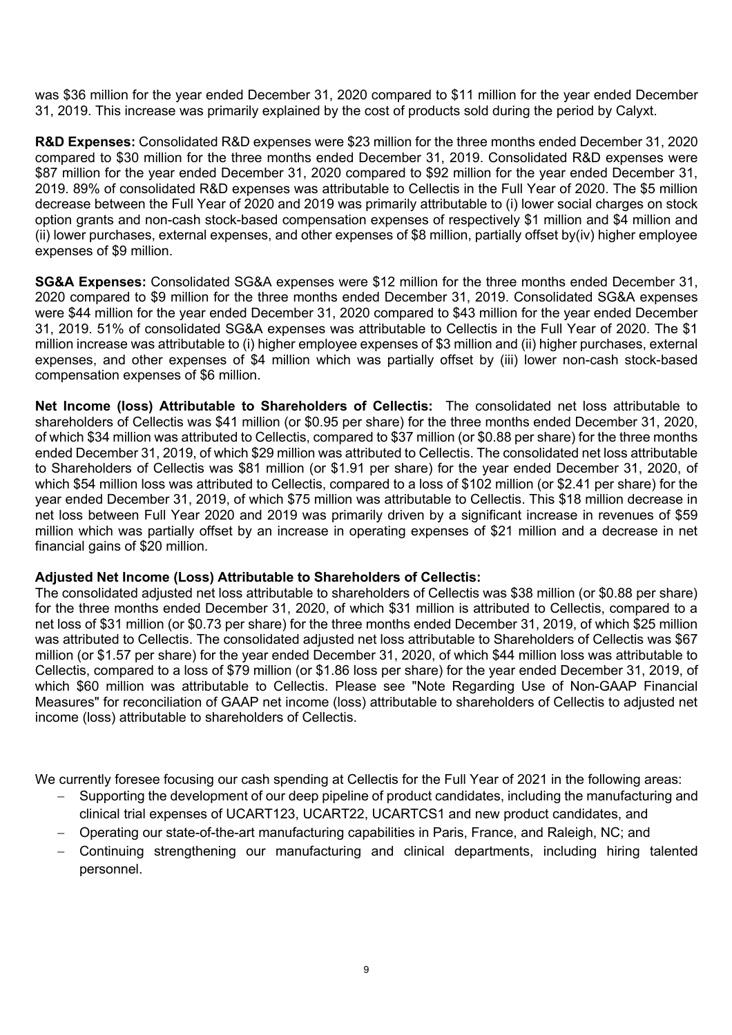was $36 million for the year ended December 31, 2020 compared to $11 million for the year ended December 31, 2019. This increase was primarily explained by the cost of products sold during the period by Calyxt.

**R&D Expenses:** Consolidated R&D expenses were $23 million for the three months ended December 31, 2020 compared to $30 million for the three months ended December 31, 2019. Consolidated R&D expenses were $87 million for the year ended December 31, 2020 compared to $92 million for the year ended December 31, 2019. 89% of consolidated R&D expenses was attributable to Cellectis in the Full Year of 2020. The $5 million decrease between the Full Year of 2020 and 2019 was primarily attributable to (i) lower social charges on stock option grants and non-cash stock-based compensation expenses of respectively $1 million and $4 million and (ii) lower purchases, external expenses, and other expenses of $8 million, partially offset by(iv) higher employee expenses of $9 million.

**SG&A Expenses:** Consolidated SG&A expenses were $12 million for the three months ended December 31, 2020 compared to $9 million for the three months ended December 31, 2019. Consolidated SG&A expenses were $44 million for the year ended December 31, 2020 compared to $43 million for the year ended December 31, 2019. 51% of consolidated SG&A expenses was attributable to Cellectis in the Full Year of 2020. The $1 million increase was attributable to (i) higher employee expenses of $3 million and (ii) higher purchases, external expenses, and other expenses of $4 million which was partially offset by (iii) lower non-cash stock-based compensation expenses of $6 million.

**Net Income (loss) Attributable to Shareholders of Cellectis:** The consolidated net loss attributable to shareholders of Cellectis was $41 million (or $0.95 per share) for the three months ended December 31, 2020, of which $34 million was attributed to Cellectis, compared to $37 million (or $0.88 per share) for the three months ended December 31, 2019, of which $29 million was attributed to Cellectis. The consolidated net loss attributable to Shareholders of Cellectis was $81 million (or $1.91 per share) for the year ended December 31, 2020, of which $54 million loss was attributed to Cellectis, compared to a loss of $102 million (or $2.41 per share) for the year ended December 31, 2019, of which $75 million was attributable to Cellectis. This $18 million decrease in net loss between Full Year 2020 and 2019 was primarily driven by a significant increase in revenues of $59 million which was partially offset by an increase in operating expenses of $21 million and a decrease in net financial gains of $20 million.

**Adjusted Net Income (Loss) Attributable to Shareholders of Cellectis:**
The consolidated adjusted net loss attributable to shareholders of Cellectis was $38 million (or $0.88 per share) for the three months ended December 31, 2020, of which $31 million is attributed to Cellectis, compared to a net loss of $31 million (or $0.73 per share) for the three months ended December 31, 2019, of which $25 million was attributed to Cellectis. The consolidated adjusted net loss attributable to Shareholders of Cellectis was $67 million (or $1.57 per share) for the year ended December 31, 2020, of which $44 million loss was attributable to Cellectis, compared to a loss of $79 million (or $1.86 loss per share) for the year ended December 31, 2019, of which $60 million was attributable to Cellectis. Please see "Note Regarding Use of Non-GAAP Financial Measures" for reconciliation of GAAP net income (loss) attributable to shareholders of Cellectis to adjusted net income (loss) attributable to shareholders of Cellectis.

We currently foresee focusing our cash spending at Cellectis for the Full Year of 2021 in the following areas:

- Supporting the development of our deep pipeline of product candidates, including the manufacturing and clinical trial expenses of UCART123, UCART22, UCARTCS1 and new product candidates, and
- Operating our state-of-the-art manufacturing capabilities in Paris, France, and Raleigh, NC; and
- Continuing strengthening our manufacturing and clinical departments, including hiring talented personnel.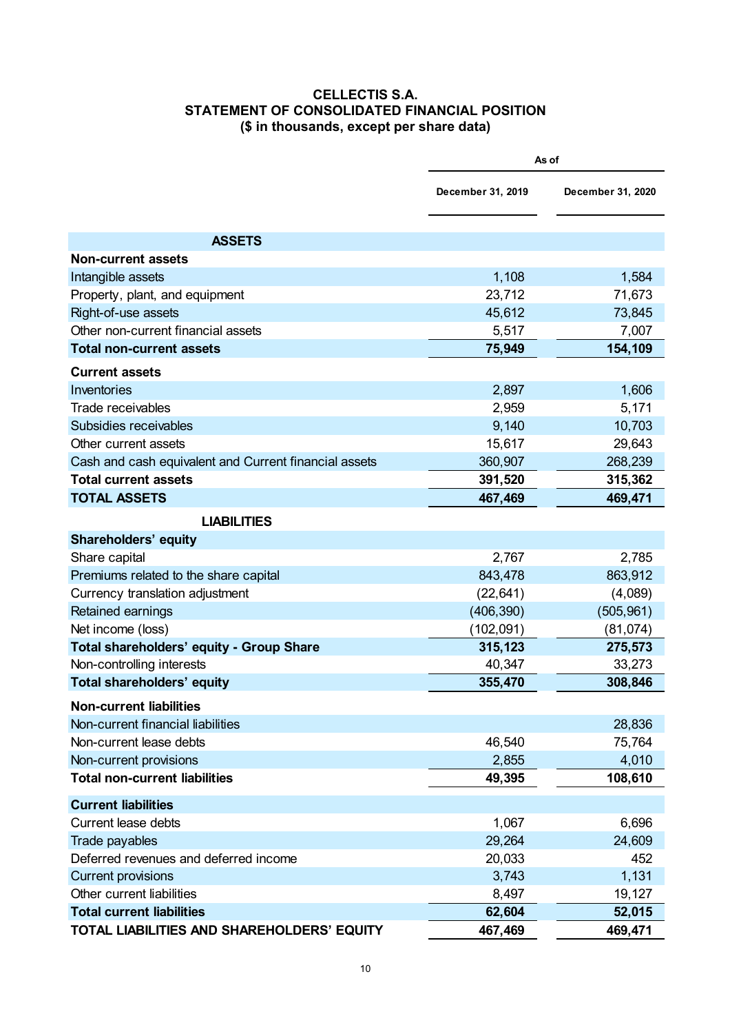**CELLECTIS S.A.**
**STATEMENT OF CONSOLIDATED FINANCIAL POSITION**
**($ in thousands, except per share data)**

| | As of | |
|---|---|---|
| | December 31, 2019 | December 31, 2020 |
| **ASSETS** | | |
| **Non-current assets** | | |
| Intangible assets | 1,108 | 1,584 |
| Property, plant, and equipment | 23,712 | 71,673 |
| Right-of-use assets | 45,612 | 73,845 |
| Other non-current financial assets | 5,517 | 7,007 |
| **Total non-current assets** | **75,949** | **154,109** |
| **Current assets** | | |
| Inventories | 2,897 | 1,606 |
| Trade receivables | 2,959 | 5,171 |
| Subsidies receivables | 9,140 | 10,703 |
| Other current assets | 15,617 | 29,643 |
| Cash and cash equivalent and Current financial assets | 360,907 | 268,239 |
| **Total current assets** | **391,520** | **315,362** |
| **TOTAL ASSETS** | **467,469** | **469,471** |
| **LIABILITIES** | | |
| **Shareholders' equity** | | |
| Share capital | 2,767 | 2,785 |
| Premiums related to the share capital | 843,478 | 863,912 |
| Currency translation adjustment | (22,641) | (4,089) |
| Retained earnings | (406,390) | (505,961) |
| Net income (loss) | (102,091) | (81,074) |
| **Total shareholders' equity - Group Share** | **315,123** | **275,573** |
| Non-controlling interests | 40,347 | 33,273 |
| **Total shareholders' equity** | **355,470** | **308,846** |
| **Non-current liabilities** | | |
| Non-current financial liabilities | | 28,836 |
| Non-current lease debts | 46,540 | 75,764 |
| Non-current provisions | 2,855 | 4,010 |
| **Total non-current liabilities** | **49,395** | **108,610** |
| **Current liabilities** | | |
| Current lease debts | 1,067 | 6,696 |
| Trade payables | 29,264 | 24,609 |
| Deferred revenues and deferred income | 20,033 | 452 |
| Current provisions | 3,743 | 1,131 |
| Other current liabilities | 8,497 | 19,127 |
| **Total current liabilities** | **62,604** | **52,015** |
| **TOTAL LIABILITIES AND SHAREHOLDERS' EQUITY** | **467,469** | **469,471** |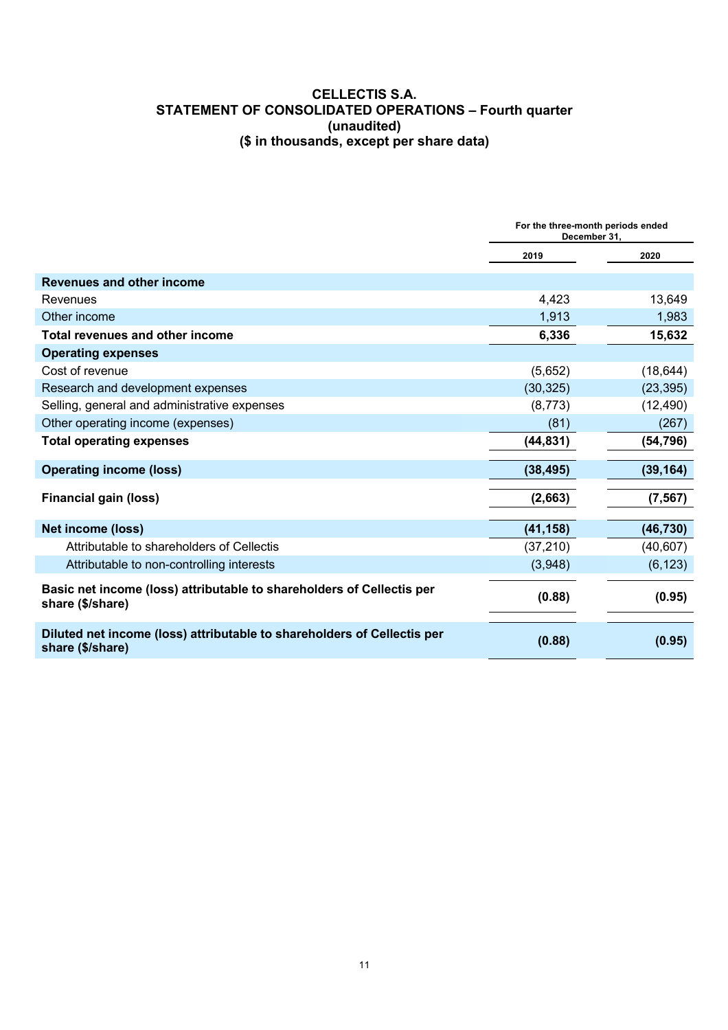# CELLECTIS S.A.
## STATEMENT OF CONSOLIDATED OPERATIONS – Fourth quarter
## (unaudited)
## ($ in thousands, except per share data)

| | For the three-month periods ended December 31, | |
|---|---|---|
| | 2019 | 2020 |
| **Revenues and other income** | | |
| Revenues | 4,423 | 13,649 |
| Other income | 1,913 | 1,983 |
| **Total revenues and other income** | **6,336** | **15,632** |
| **Operating expenses** | | |
| Cost of revenue | (5,652) | (18,644) |
| Research and development expenses | (30,325) | (23,395) |
| Selling, general and administrative expenses | (8,773) | (12,490) |
| Other operating income (expenses) | (81) | (267) |
| **Total operating expenses** | **(44,831)** | **(54,796)** |
| **Operating income (loss)** | **(38,495)** | **(39,164)** |
| **Financial gain (loss)** | **(2,663)** | **(7,567)** |
| **Net income (loss)** | **(41,158)** | **(46,730)** |
| Attributable to shareholders of Cellectis | (37,210) | (40,607) |
| Attributable to non-controlling interests | (3,948) | (6,123) |
| **Basic net income (loss) attributable to shareholders of Cellectis per share ($/share)** | **(0.88)** | **(0.95)** |
| **Diluted net income (loss) attributable to shareholders of Cellectis per share ($/share)** | **(0.88)** | **(0.95)** |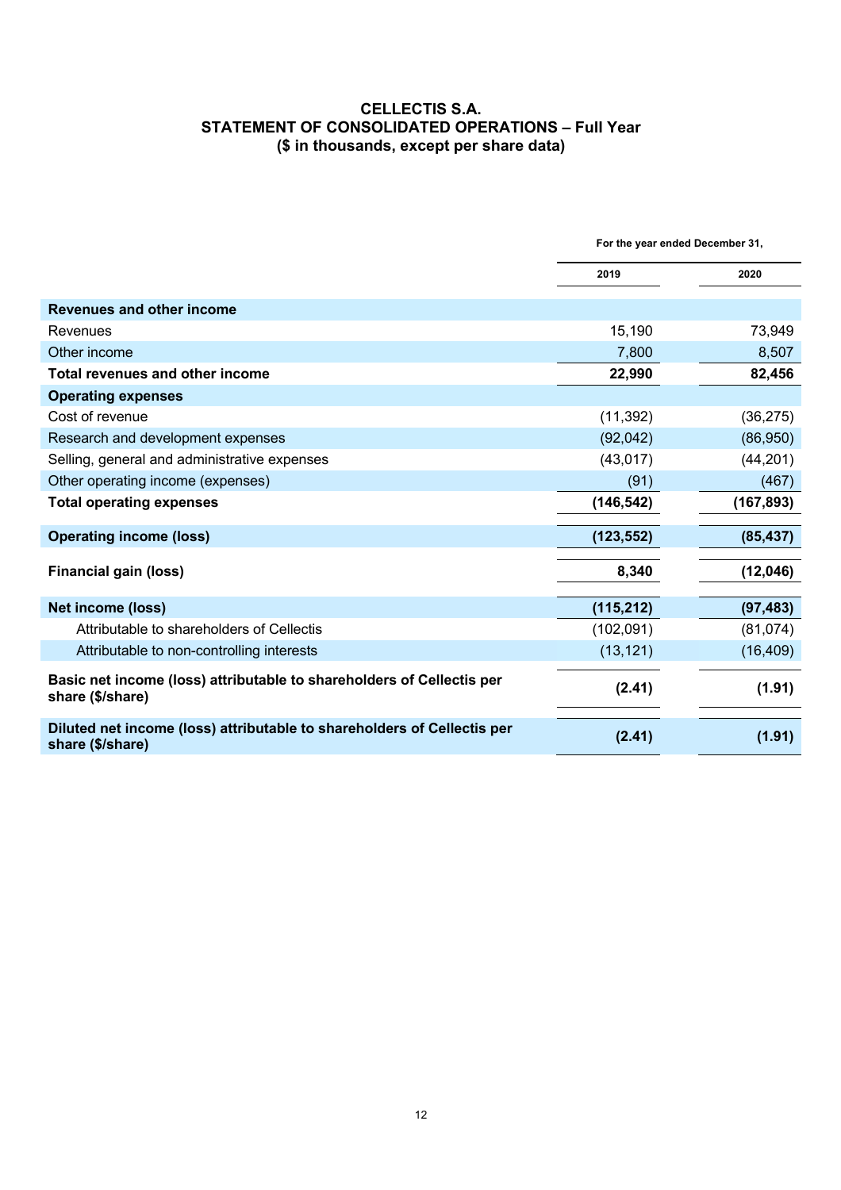**CELLECTIS S.A.**
**STATEMENT OF CONSOLIDATED OPERATIONS – Full Year**
**($ in thousands, except per share data)**

| | For the year ended December 31, | |
|---|---|---|
| | 2019 | 2020 |
| **Revenues and other income** | | |
| Revenues | 15,190 | 73,949 |
| Other income | 7,800 | 8,507 |
| **Total revenues and other income** | **22,990** | **82,456** |
| **Operating expenses** | | |
| Cost of revenue | (11,392) | (36,275) |
| Research and development expenses | (92,042) | (86,950) |
| Selling, general and administrative expenses | (43,017) | (44,201) |
| Other operating income (expenses) | (91) | (467) |
| **Total operating expenses** | **(146,542)** | **(167,893)** |
| **Operating income (loss)** | **(123,552)** | **(85,437)** |
| **Financial gain (loss)** | **8,340** | **(12,046)** |
| **Net income (loss)** | **(115,212)** | **(97,483)** |
| Attributable to shareholders of Cellectis | (102,091) | (81,074) |
| Attributable to non-controlling interests | (13,121) | (16,409) |
| **Basic net income (loss) attributable to shareholders of Cellectis per share ($/share)** | **(2.41)** | **(1.91)** |
| **Diluted net income (loss) attributable to shareholders of Cellectis per share ($/share)** | **(2.41)** | **(1.91)** |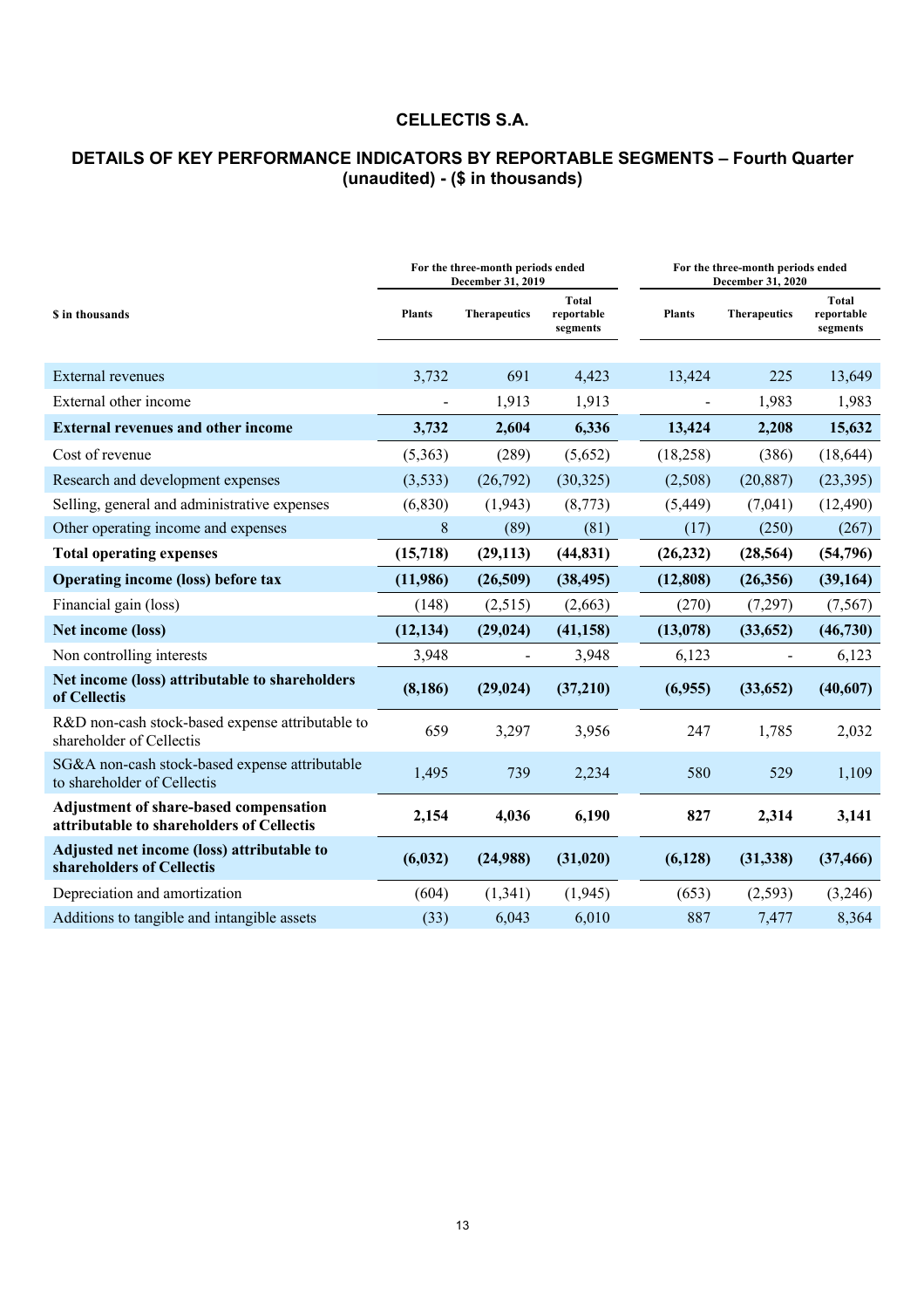# CELLECTIS S.A.

## DETAILS OF KEY PERFORMANCE INDICATORS BY REPORTABLE SEGMENTS – Fourth Quarter (unaudited) - ($ in thousands)

| $ in thousands | For the three-month periods ended December 31, 2019 | | | For the three-month periods ended December 31, 2020 | | |
|---|---|---|---|---|---|---|
| | Plants | Therapeutics | Total reportable segments | Plants | Therapeutics | Total reportable segments |
| External revenues | 3,732 | 691 | 4,423 | 13,424 | 225 | 13,649 |
| External other income | - | 1,913 | 1,913 | - | 1,983 | 1,983 |
| **External revenues and other income** | **3,732** | **2,604** | **6,336** | **13,424** | **2,208** | **15,632** |
| Cost of revenue | (5,363) | (289) | (5,652) | (18,258) | (386) | (18,644) |
| Research and development expenses | (3,533) | (26,792) | (30,325) | (2,508) | (20,887) | (23,395) |
| Selling, general and administrative expenses | (6,830) | (1,943) | (8,773) | (5,449) | (7,041) | (12,490) |
| Other operating income and expenses | 8 | (89) | (81) | (17) | (250) | (267) |
| **Total operating expenses** | **(15,718)** | **(29,113)** | **(44,831)** | **(26,232)** | **(28,564)** | **(54,796)** |
| **Operating income (loss) before tax** | **(11,986)** | **(26,509)** | **(38,495)** | **(12,808)** | **(26,356)** | **(39,164)** |
| Financial gain (loss) | (148) | (2,515) | (2,663) | (270) | (7,297) | (7,567) |
| **Net income (loss)** | **(12,134)** | **(29,024)** | **(41,158)** | **(13,078)** | **(33,652)** | **(46,730)** |
| Non controlling interests | 3,948 | - | 3,948 | 6,123 | - | 6,123 |
| **Net income (loss) attributable to shareholders of Cellectis** | **(8,186)** | **(29,024)** | **(37,210)** | **(6,955)** | **(33,652)** | **(40,607)** |
| R&D non-cash stock-based expense attributable to shareholder of Cellectis | 659 | 3,297 | 3,956 | 247 | 1,785 | 2,032 |
| SG&A non-cash stock-based expense attributable to shareholder of Cellectis | 1,495 | 739 | 2,234 | 580 | 529 | 1,109 |
| **Adjustment of share-based compensation attributable to shareholders of Cellectis** | **2,154** | **4,036** | **6,190** | **827** | **2,314** | **3,141** |
| **Adjusted net income (loss) attributable to shareholders of Cellectis** | **(6,032)** | **(24,988)** | **(31,020)** | **(6,128)** | **(31,338)** | **(37,466)** |
| Depreciation and amortization | (604) | (1,341) | (1,945) | (653) | (2,593) | (3,246) |
| Additions to tangible and intangible assets | (33) | 6,043 | 6,010 | 887 | 7,477 | 8,364 |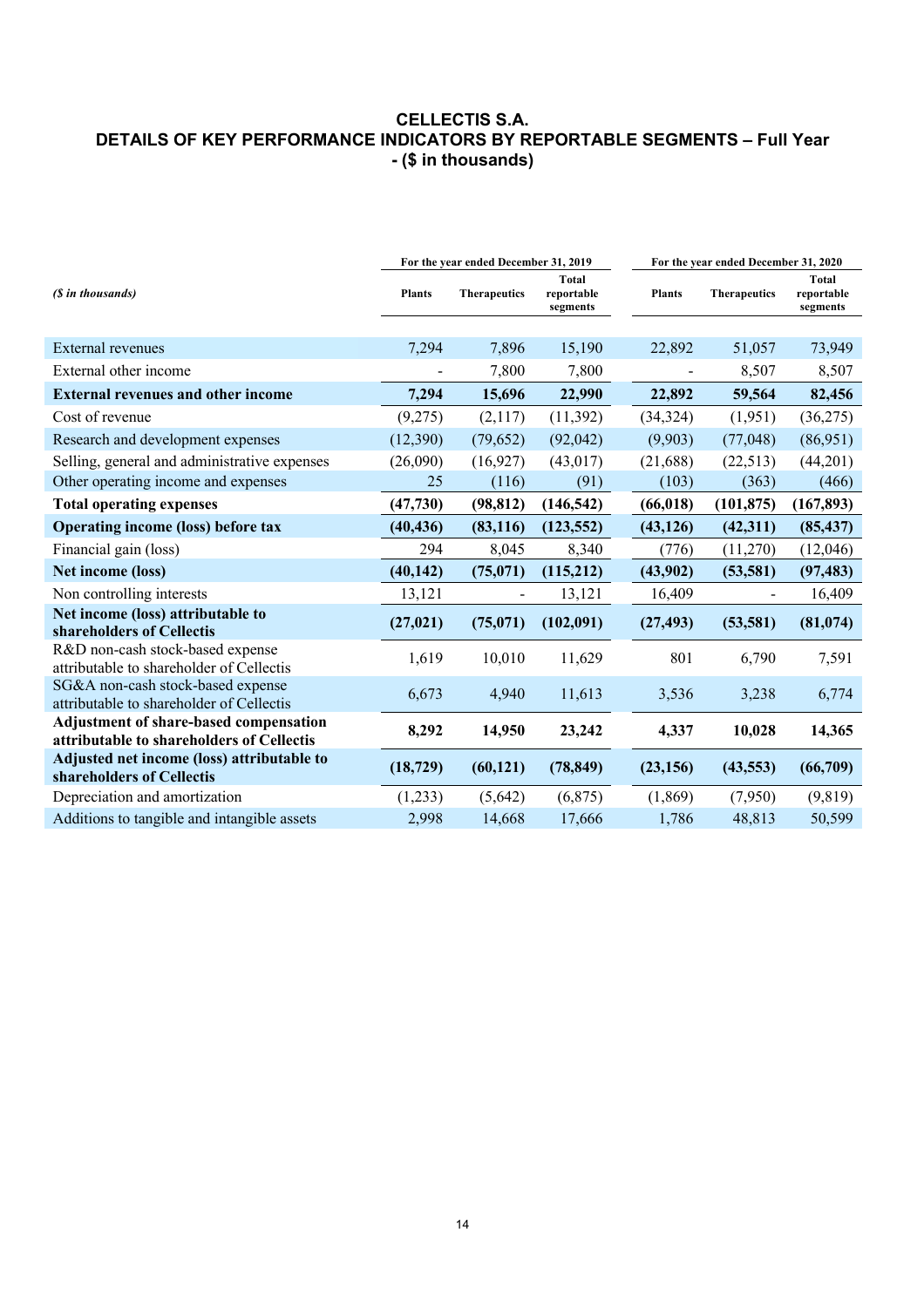# CELLECTIS S.A.
## DETAILS OF KEY PERFORMANCE INDICATORS BY REPORTABLE SEGMENTS – Full Year - ($ in thousands)

| *($ in thousands)* | For the year ended December 31, 2019 | | | For the year ended December 31, 2020 | | |
|---|---|---|---|---|---|---|
| | **Plants** | **Therapeutics** | **Total reportable segments** | **Plants** | **Therapeutics** | **Total reportable segments** |
| External revenues | 7,294 | 7,896 | 15,190 | 22,892 | 51,057 | 73,949 |
| External other income | - | 7,800 | 7,800 | - | 8,507 | 8,507 |
| **External revenues and other income** | **7,294** | **15,696** | **22,990** | **22,892** | **59,564** | **82,456** |
| Cost of revenue | (9,275) | (2,117) | (11,392) | (34,324) | (1,951) | (36,275) |
| Research and development expenses | (12,390) | (79,652) | (92,042) | (9,903) | (77,048) | (86,951) |
| Selling, general and administrative expenses | (26,090) | (16,927) | (43,017) | (21,688) | (22,513) | (44,201) |
| Other operating income and expenses | 25 | (116) | (91) | (103) | (363) | (466) |
| **Total operating expenses** | **(47,730)** | **(98,812)** | **(146,542)** | **(66,018)** | **(101,875)** | **(167,893)** |
| **Operating income (loss) before tax** | **(40,436)** | **(83,116)** | **(123,552)** | **(43,126)** | **(42,311)** | **(85,437)** |
| Financial gain (loss) | 294 | 8,045 | 8,340 | (776) | (11,270) | (12,046) |
| **Net income (loss)** | **(40,142)** | **(75,071)** | **(115,212)** | **(43,902)** | **(53,581)** | **(97,483)** |
| Non controlling interests | 13,121 | - | 13,121 | 16,409 | - | 16,409 |
| **Net income (loss) attributable to shareholders of Cellectis** | **(27,021)** | **(75,071)** | **(102,091)** | **(27,493)** | **(53,581)** | **(81,074)** |
| R&D non-cash stock-based expense attributable to shareholder of Cellectis | 1,619 | 10,010 | 11,629 | 801 | 6,790 | 7,591 |
| SG&A non-cash stock-based expense attributable to shareholder of Cellectis | 6,673 | 4,940 | 11,613 | 3,536 | 3,238 | 6,774 |
| **Adjustment of share-based compensation attributable to shareholders of Cellectis** | **8,292** | **14,950** | **23,242** | **4,337** | **10,028** | **14,365** |
| **Adjusted net income (loss) attributable to shareholders of Cellectis** | **(18,729)** | **(60,121)** | **(78,849)** | **(23,156)** | **(43,553)** | **(66,709)** |
| Depreciation and amortization | (1,233) | (5,642) | (6,875) | (1,869) | (7,950) | (9,819) |
| Additions to tangible and intangible assets | 2,998 | 14,668 | 17,666 | 1,786 | 48,813 | 50,599 |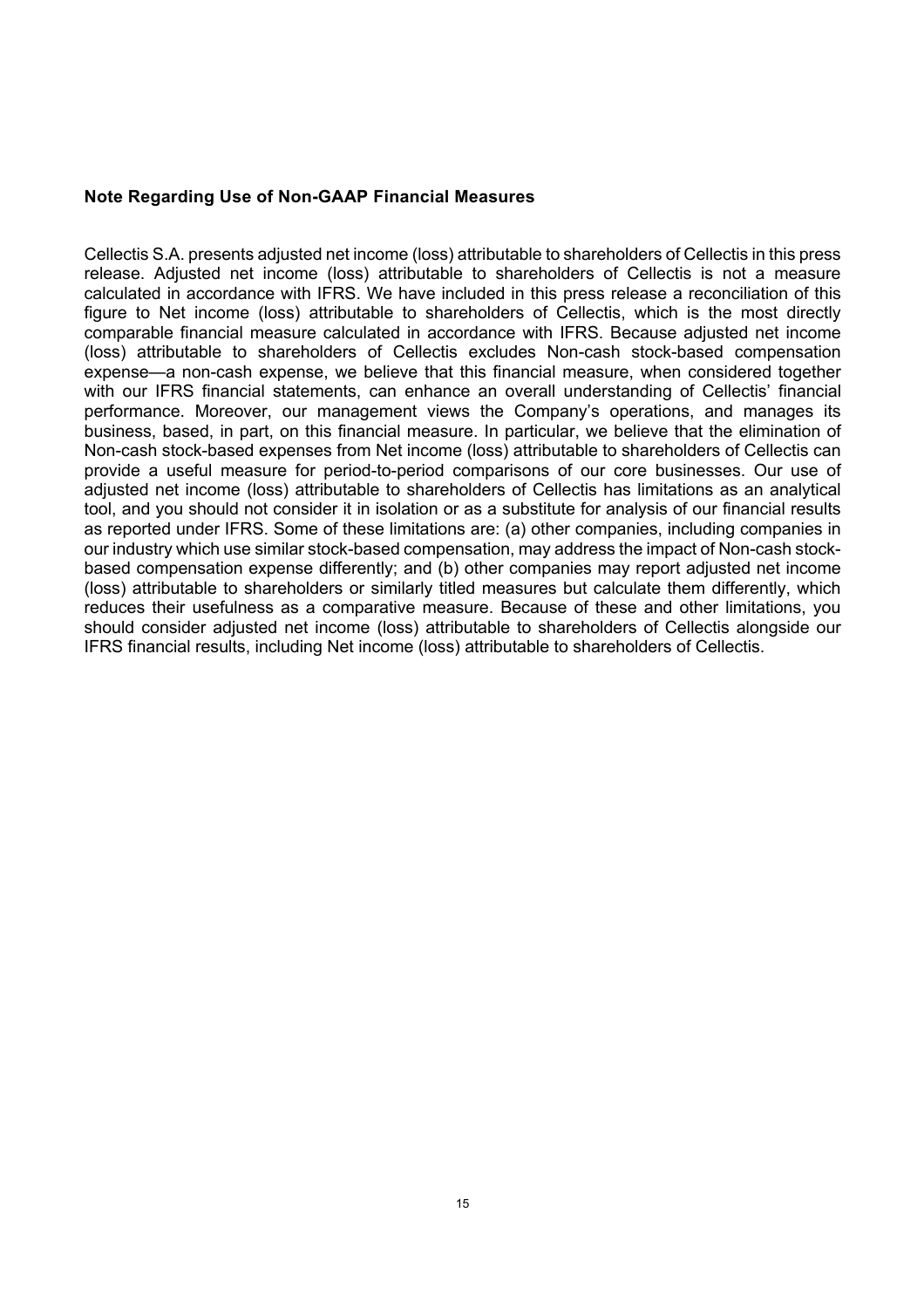**Note Regarding Use of Non-GAAP Financial Measures**

Cellectis S.A. presents adjusted net income (loss) attributable to shareholders of Cellectis in this press release. Adjusted net income (loss) attributable to shareholders of Cellectis is not a measure calculated in accordance with IFRS. We have included in this press release a reconciliation of this figure to Net income (loss) attributable to shareholders of Cellectis, which is the most directly comparable financial measure calculated in accordance with IFRS. Because adjusted net income (loss) attributable to shareholders of Cellectis excludes Non-cash stock-based compensation expense—a non-cash expense, we believe that this financial measure, when considered together with our IFRS financial statements, can enhance an overall understanding of Cellectis' financial performance. Moreover, our management views the Company's operations, and manages its business, based, in part, on this financial measure. In particular, we believe that the elimination of Non-cash stock-based expenses from Net income (loss) attributable to shareholders of Cellectis can provide a useful measure for period-to-period comparisons of our core businesses. Our use of adjusted net income (loss) attributable to shareholders of Cellectis has limitations as an analytical tool, and you should not consider it in isolation or as a substitute for analysis of our financial results as reported under IFRS. Some of these limitations are: (a) other companies, including companies in our industry which use similar stock-based compensation, may address the impact of Non-cash stock-based compensation expense differently; and (b) other companies may report adjusted net income (loss) attributable to shareholders or similarly titled measures but calculate them differently, which reduces their usefulness as a comparative measure. Because of these and other limitations, you should consider adjusted net income (loss) attributable to shareholders of Cellectis alongside our IFRS financial results, including Net income (loss) attributable to shareholders of Cellectis.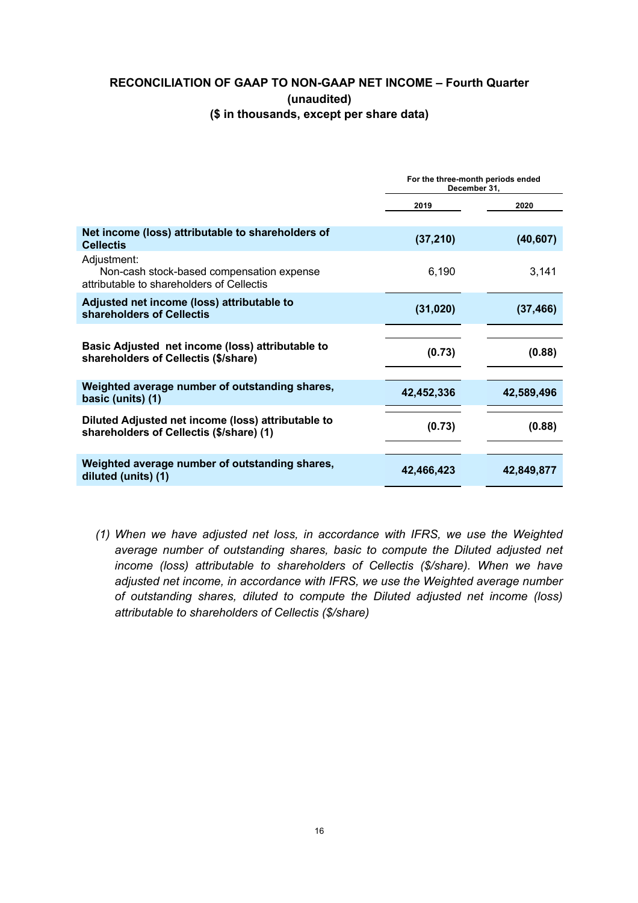## RECONCILIATION OF GAAP TO NON-GAAP NET INCOME – Fourth Quarter
### (unaudited)
### ($ in thousands, except per share data)

| | For the three-month periods ended December 31, | |
|---|---|---|
| | 2019 | 2020 |
| **Net income (loss) attributable to shareholders of Cellectis** | **(37,210)** | **(40,607)** |
| Adjustment:<br>Non-cash stock-based compensation expense attributable to shareholders of Cellectis | 6,190 | 3,141 |
| **Adjusted net income (loss) attributable to shareholders of Cellectis** | **(31,020)** | **(37,466)** |
| **Basic Adjusted net income (loss) attributable to shareholders of Cellectis ($/share)** | **(0.73)** | **(0.88)** |
| **Weighted average number of outstanding shares, basic (units) (1)** | **42,452,336** | **42,589,496** |
| **Diluted Adjusted net income (loss) attributable to shareholders of Cellectis ($/share) (1)** | **(0.73)** | **(0.88)** |
| **Weighted average number of outstanding shares, diluted (units) (1)** | **42,466,423** | **42,849,877** |

*(1) When we have adjusted net loss, in accordance with IFRS, we use the Weighted average number of outstanding shares, basic to compute the Diluted adjusted net income (loss) attributable to shareholders of Cellectis ($/share). When we have adjusted net income, in accordance with IFRS, we use the Weighted average number of outstanding shares, diluted to compute the Diluted adjusted net income (loss) attributable to shareholders of Cellectis ($/share)*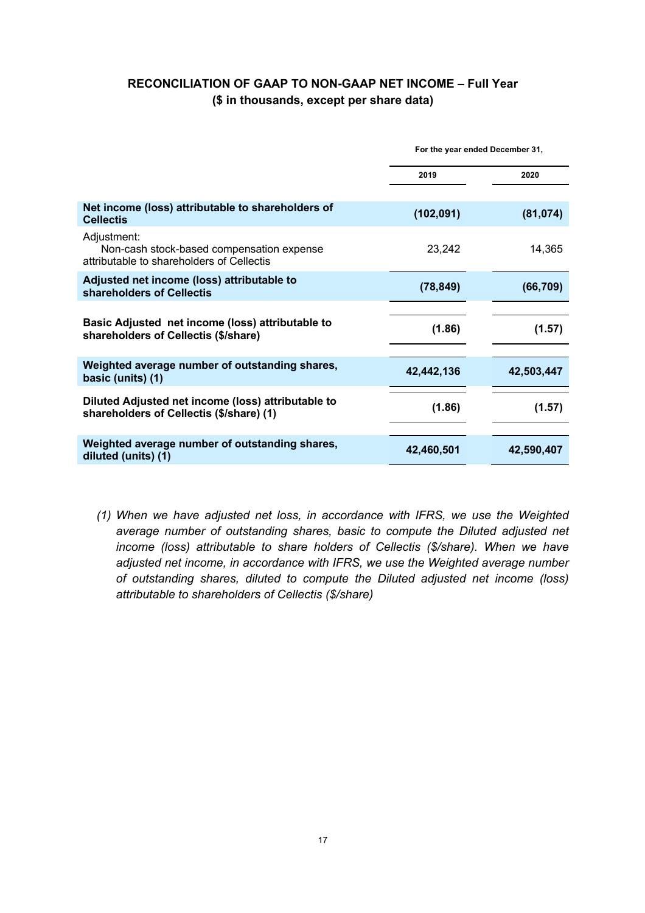## RECONCILIATION OF GAAP TO NON-GAAP NET INCOME – Full Year
## ($ in thousands, except per share data)

| | For the year ended December 31, | |
|---|---|---|
| | 2019 | 2020 |
| **Net income (loss) attributable to shareholders of Cellectis** | **(102,091)** | **(81,074)** |
| Adjustment:<br>Non-cash stock-based compensation expense attributable to shareholders of Cellectis | 23,242 | 14,365 |
| **Adjusted net income (loss) attributable to shareholders of Cellectis** | **(78,849)** | **(66,709)** |
| **Basic Adjusted net income (loss) attributable to shareholders of Cellectis ($/share)** | **(1.86)** | **(1.57)** |
| **Weighted average number of outstanding shares, basic (units) (1)** | **42,442,136** | **42,503,447** |
| **Diluted Adjusted net income (loss) attributable to shareholders of Cellectis ($/share) (1)** | **(1.86)** | **(1.57)** |
| **Weighted average number of outstanding shares, diluted (units) (1)** | **42,460,501** | **42,590,407** |

*(1) When we have adjusted net loss, in accordance with IFRS, we use the Weighted average number of outstanding shares, basic to compute the Diluted adjusted net income (loss) attributable to share holders of Cellectis ($/share). When we have adjusted net income, in accordance with IFRS, we use the Weighted average number of outstanding shares, diluted to compute the Diluted adjusted net income (loss) attributable to shareholders of Cellectis ($/share)*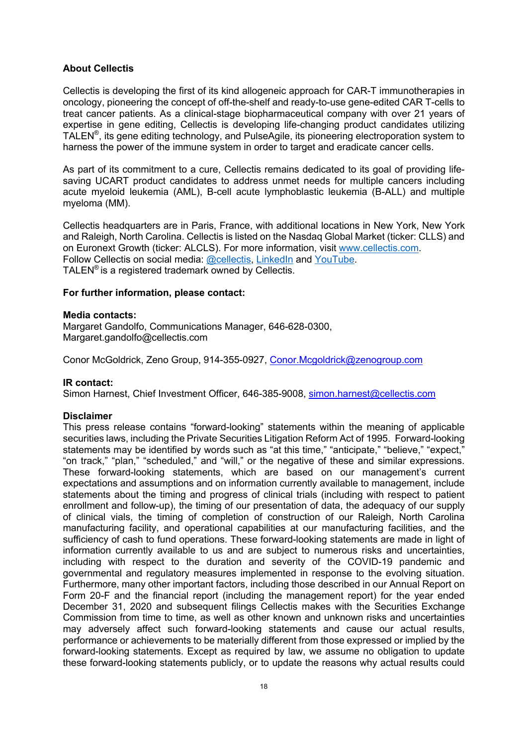**About Cellectis**

Cellectis is developing the first of its kind allogeneic approach for CAR-T immunotherapies in oncology, pioneering the concept of off-the-shelf and ready-to-use gene-edited CAR T-cells to treat cancer patients. As a clinical-stage biopharmaceutical company with over 21 years of expertise in gene editing, Cellectis is developing life-changing product candidates utilizing TALEN®, its gene editing technology, and PulseAgile, its pioneering electroporation system to harness the power of the immune system in order to target and eradicate cancer cells.

As part of its commitment to a cure, Cellectis remains dedicated to its goal of providing life-saving UCART product candidates to address unmet needs for multiple cancers including acute myeloid leukemia (AML), B-cell acute lymphoblastic leukemia (B-ALL) and multiple myeloma (MM).

Cellectis headquarters are in Paris, France, with additional locations in New York, New York and Raleigh, North Carolina. Cellectis is listed on the Nasdaq Global Market (ticker: CLLS) and on Euronext Growth (ticker: ALCLS). For more information, visit www.cellectis.com.
Follow Cellectis on social media: @cellectis, LinkedIn and YouTube.
TALEN® is a registered trademark owned by Cellectis.

**For further information, please contact:**

**Media contacts:**
Margaret Gandolfo, Communications Manager, 646-628-0300, Margaret.gandolfo@cellectis.com

Conor McGoldrick, Zeno Group, 914-355-0927, Conor.Mcgoldrick@zenogroup.com

**IR contact:**
Simon Harnest, Chief Investment Officer, 646-385-9008, simon.harnest@cellectis.com

**Disclaimer**
This press release contains "forward-looking" statements within the meaning of applicable securities laws, including the Private Securities Litigation Reform Act of 1995. Forward-looking statements may be identified by words such as "at this time," "anticipate," "believe," "expect," "on track," "plan," "scheduled," and "will," or the negative of these and similar expressions. These forward-looking statements, which are based on our management's current expectations and assumptions and on information currently available to management, include statements about the timing and progress of clinical trials (including with respect to patient enrollment and follow-up), the timing of our presentation of data, the adequacy of our supply of clinical vials, the timing of completion of construction of our Raleigh, North Carolina manufacturing facility, and operational capabilities at our manufacturing facilities, and the sufficiency of cash to fund operations. These forward-looking statements are made in light of information currently available to us and are subject to numerous risks and uncertainties, including with respect to the duration and severity of the COVID-19 pandemic and governmental and regulatory measures implemented in response to the evolving situation. Furthermore, many other important factors, including those described in our Annual Report on Form 20-F and the financial report (including the management report) for the year ended December 31, 2020 and subsequent filings Cellectis makes with the Securities Exchange Commission from time to time, as well as other known and unknown risks and uncertainties may adversely affect such forward-looking statements and cause our actual results, performance or achievements to be materially different from those expressed or implied by the forward-looking statements. Except as required by law, we assume no obligation to update these forward-looking statements publicly, or to update the reasons why actual results could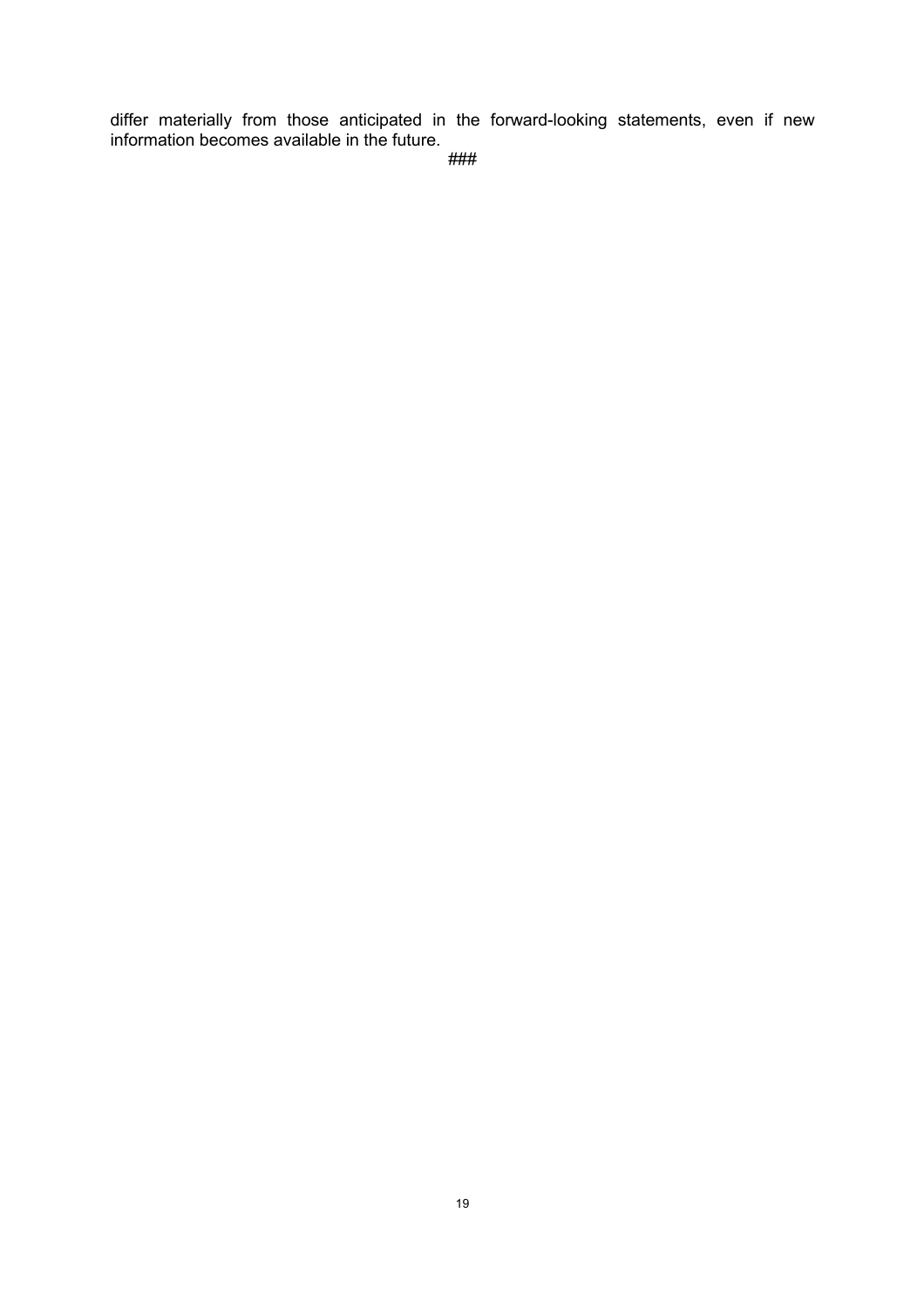differ materially from those anticipated in the forward-looking statements, even if new information becomes available in the future.

###